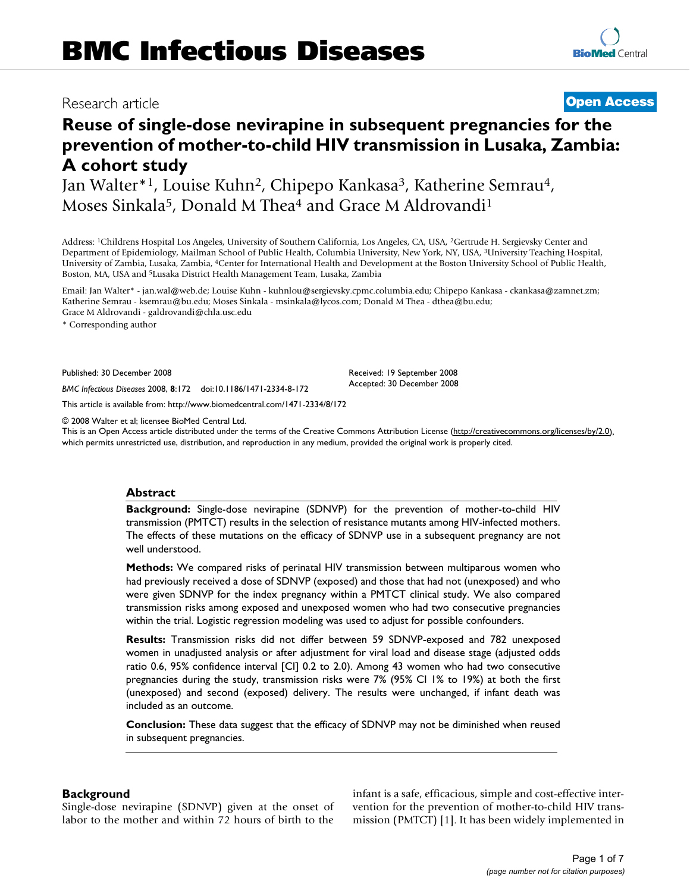# BMC Infectious Diseases

Research article

**Open Access**

# Reuse of single-dose nevirapine in subsequent pregnancies for the prevention of mother-to-child HIV transmission in Lusaka, Zambia: A cohort study

Jan Walter*[1], Louise Kuhn[2], Chipepo Kankasa[3], Katherine Semrau[4], Moses Sinkala[5], Donald M Thea[4] and Grace M Aldrovandi[1]

Address: [1]Childrens Hospital Los Angeles, University of Southern California, Los Angeles, CA, USA, [2]Gertrude H. Sergievsky Center and Department of Epidemiology, Mailman School of Public Health, Columbia University, New York, NY, USA, [3]University Teaching Hospital, University of Zambia, Lusaka, Zambia, [4]Center for International Health and Development at the Boston University School of Public Health, Boston, MA, USA and [5]Lusaka District Health Management Team, Lusaka, Zambia

Email: Jan Walter* - jan.wal@web.de; Louise Kuhn - kuhnlou@sergievsky.cpmc.columbia.edu; Chipepo Kankasa - ckankasa@zamnet.zm; Katherine Semrau - ksemrau@bu.edu; Moses Sinkala - msinkala@lycos.com; Donald M Thea - dthea@bu.edu; Grace M Aldrovandi - galdrovandi@chla.usc.edu

* Corresponding author

Published: 30 December 2008

*BMC Infectious Diseases* 2008, **8**:172 doi:10.1186/1471-2334-8-172

Received: 19 September 2008
Accepted: 30 December 2008

This article is available from: http://www.biomedcentral.com/1471-2334/8/172

© 2008 Walter et al; licensee BioMed Central Ltd.
This is an Open Access article distributed under the terms of the Creative Commons Attribution License (http://creativecommons.org/licenses/by/2.0), which permits unrestricted use, distribution, and reproduction in any medium, provided the original work is properly cited.

## Abstract

**Background:** Single-dose nevirapine (SDNVP) for the prevention of mother-to-child HIV transmission (PMTCT) results in the selection of resistance mutants among HIV-infected mothers. The effects of these mutations on the efficacy of SDNVP use in a subsequent pregnancy are not well understood.

**Methods:** We compared risks of perinatal HIV transmission between multiparous women who had previously received a dose of SDNVP (exposed) and those that had not (unexposed) and who were given SDNVP for the index pregnancy within a PMTCT clinical study. We also compared transmission risks among exposed and unexposed women who had two consecutive pregnancies within the trial. Logistic regression modeling was used to adjust for possible confounders.

**Results:** Transmission risks did not differ between 59 SDNVP-exposed and 782 unexposed women in unadjusted analysis or after adjustment for viral load and disease stage (adjusted odds ratio 0.6, 95% confidence interval [CI] 0.2 to 2.0). Among 43 women who had two consecutive pregnancies during the study, transmission risks were 7% (95% CI 1% to 19%) at both the first (unexposed) and second (exposed) delivery. The results were unchanged, if infant death was included as an outcome.

**Conclusion:** These data suggest that the efficacy of SDNVP may not be diminished when reused in subsequent pregnancies.

## Background

Single-dose nevirapine (SDNVP) given at the onset of labor to the mother and within 72 hours of birth to the infant is a safe, efficacious, simple and cost-effective intervention for the prevention of mother-to-child HIV transmission (PMTCT) [1]. It has been widely implemented in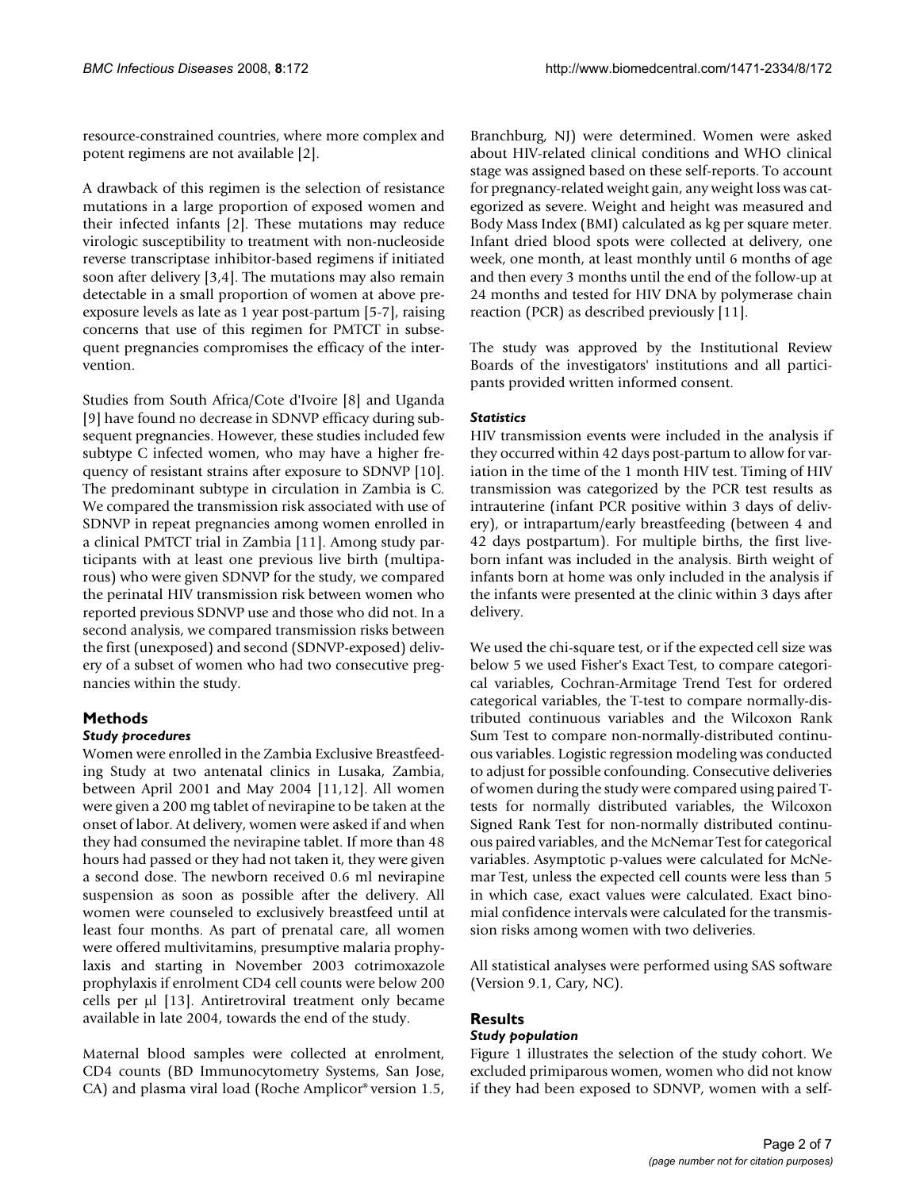resource-constrained countries, where more complex and potent regimens are not available [2].

A drawback of this regimen is the selection of resistance mutations in a large proportion of exposed women and their infected infants [2]. These mutations may reduce virologic susceptibility to treatment with non-nucleoside reverse transcriptase inhibitor-based regimens if initiated soon after delivery [3,4]. The mutations may also remain detectable in a small proportion of women at above pre-exposure levels as late as 1 year post-partum [5-7], raising concerns that use of this regimen for PMTCT in subsequent pregnancies compromises the efficacy of the intervention.

Studies from South Africa/Cote d'Ivoire [8] and Uganda [9] have found no decrease in SDNVP efficacy during subsequent pregnancies. However, these studies included few subtype C infected women, who may have a higher frequency of resistant strains after exposure to SDNVP [10]. The predominant subtype in circulation in Zambia is C. We compared the transmission risk associated with use of SDNVP in repeat pregnancies among women enrolled in a clinical PMTCT trial in Zambia [11]. Among study participants with at least one previous live birth (multiparous) who were given SDNVP for the study, we compared the perinatal HIV transmission risk between women who reported previous SDNVP use and those who did not. In a second analysis, we compared transmission risks between the first (unexposed) and second (SDNVP-exposed) delivery of a subset of women who had two consecutive pregnancies within the study.

## Methods

### *Study procedures*

Women were enrolled in the Zambia Exclusive Breastfeeding Study at two antenatal clinics in Lusaka, Zambia, between April 2001 and May 2004 [11,12]. All women were given a 200 mg tablet of nevirapine to be taken at the onset of labor. At delivery, women were asked if and when they had consumed the nevirapine tablet. If more than 48 hours had passed or they had not taken it, they were given a second dose. The newborn received 0.6 ml nevirapine suspension as soon as possible after the delivery. All women were counseled to exclusively breastfeed until at least four months. As part of prenatal care, all women were offered multivitamins, presumptive malaria prophylaxis and starting in November 2003 cotrimoxazole prophylaxis if enrolment CD4 cell counts were below 200 cells per μl [13]. Antiretroviral treatment only became available in late 2004, towards the end of the study.

Maternal blood samples were collected at enrolment, CD4 counts (BD Immunocytometry Systems, San Jose, CA) and plasma viral load (Roche Amplicor® version 1.5, Branchburg, NJ) were determined. Women were asked about HIV-related clinical conditions and WHO clinical stage was assigned based on these self-reports. To account for pregnancy-related weight gain, any weight loss was categorized as severe. Weight and height was measured and Body Mass Index (BMI) calculated as kg per square meter. Infant dried blood spots were collected at delivery, one week, one month, at least monthly until 6 months of age and then every 3 months until the end of the follow-up at 24 months and tested for HIV DNA by polymerase chain reaction (PCR) as described previously [11].

The study was approved by the Institutional Review Boards of the investigators' institutions and all participants provided written informed consent.

### *Statistics*

HIV transmission events were included in the analysis if they occurred within 42 days post-partum to allow for variation in the time of the 1 month HIV test. Timing of HIV transmission was categorized by the PCR test results as intrauterine (infant PCR positive within 3 days of delivery), or intrapartum/early breastfeeding (between 4 and 42 days postpartum). For multiple births, the first liveborn infant was included in the analysis. Birth weight of infants born at home was only included in the analysis if the infants were presented at the clinic within 3 days after delivery.

We used the chi-square test, or if the expected cell size was below 5 we used Fisher's Exact Test, to compare categorical variables, Cochran-Armitage Trend Test for ordered categorical variables, the T-test to compare normally-distributed continuous variables and the Wilcoxon Rank Sum Test to compare non-normally-distributed continuous variables. Logistic regression modeling was conducted to adjust for possible confounding. Consecutive deliveries of women during the study were compared using paired T-tests for normally distributed variables, the Wilcoxon Signed Rank Test for non-normally distributed continuous paired variables, and the McNemar Test for categorical variables. Asymptotic p-values were calculated for McNemar Test, unless the expected cell counts were less than 5 in which case, exact values were calculated. Exact binomial confidence intervals were calculated for the transmission risks among women with two deliveries.

All statistical analyses were performed using SAS software (Version 9.1, Cary, NC).

## Results

### *Study population*

Figure 1 illustrates the selection of the study cohort. We excluded primiparous women, women who did not know if they had been exposed to SDNVP, women with a self-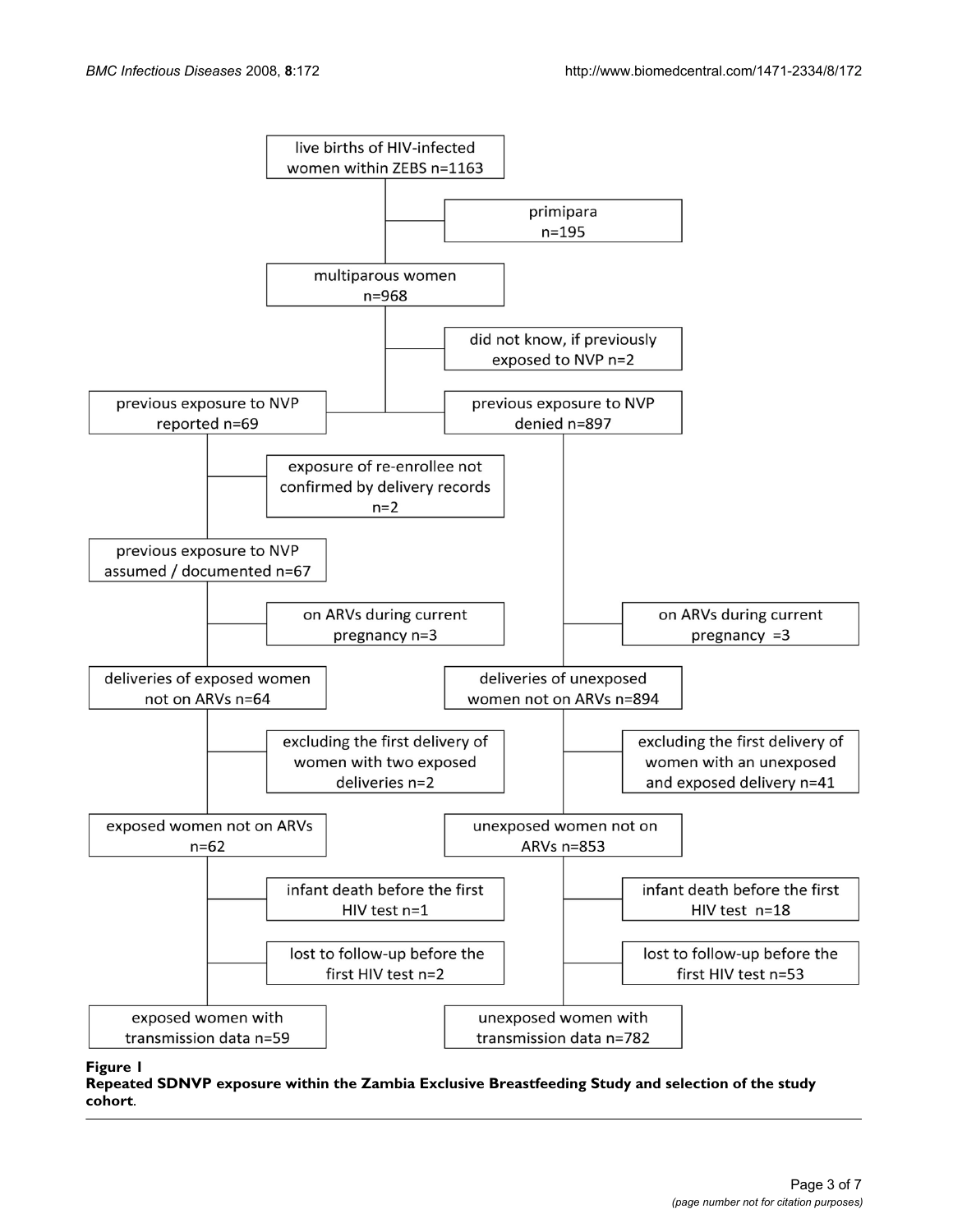live births of HIV-infected women within ZEBS n=1163

primipara n=195

multiparous women n=968

did not know, if previously exposed to NVP n=2

previous exposure to NVP reported n=69

previous exposure to NVP denied n=897

exposure of re-enrollee not confirmed by delivery records n=2

previous exposure to NVP assumed / documented n=67

on ARVs during current pregnancy n=3

on ARVs during current pregnancy =3

deliveries of exposed women not on ARVs n=64

deliveries of unexposed women not on ARVs n=894

excluding the first delivery of women with two exposed deliveries n=2

excluding the first delivery of women with an unexposed and exposed delivery n=41

exposed women not on ARVs n=62

unexposed women not on ARVs n=853

infant death before the first HIV test n=1

infant death before the first HIV test n=18

lost to follow-up before the first HIV test n=2

lost to follow-up before the first HIV test n=53

exposed women with transmission data n=59

unexposed women with transmission data n=782

**Figure 1**
**Repeated SDNVP exposure within the Zambia Exclusive Breastfeeding Study and selection of the study cohort**.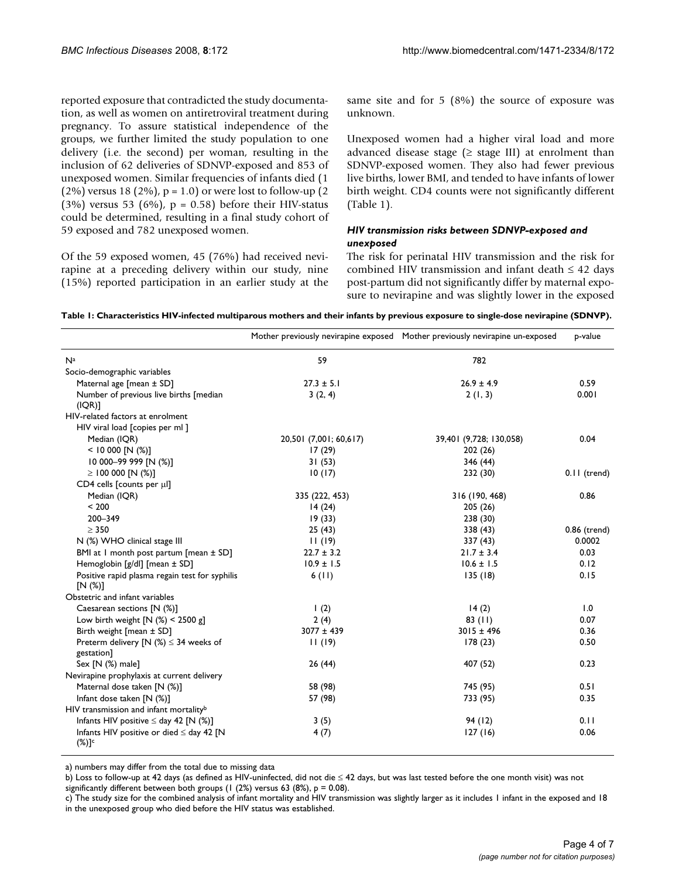reported exposure that contradicted the study documentation, as well as women on antiretroviral treatment during pregnancy. To assure statistical independence of the groups, we further limited the study population to one delivery (i.e. the second) per woman, resulting in the inclusion of 62 deliveries of SDNVP-exposed and 853 of unexposed women. Similar frequencies of infants died (1 (2%) versus 18 (2%), p = 1.0) or were lost to follow-up (2 (3%) versus 53 (6%), p = 0.58) before their HIV-status could be determined, resulting in a final study cohort of 59 exposed and 782 unexposed women.

Of the 59 exposed women, 45 (76%) had received nevirapine at a preceding delivery within our study, nine (15%) reported participation in an earlier study at the same site and for 5 (8%) the source of exposure was unknown.

Unexposed women had a higher viral load and more advanced disease stage (≥ stage III) at enrolment than SDNVP-exposed women. They also had fewer previous live births, lower BMI, and tended to have infants of lower birth weight. CD4 counts were not significantly different (Table 1).

### *HIV transmission risks between SDNVP-exposed and unexposed*

The risk for perinatal HIV transmission and the risk for combined HIV transmission and infant death ≤ 42 days post-partum did not significantly differ by maternal exposure to nevirapine and was slightly lower in the exposed

**Table 1: Characteristics HIV-infected multiparous mothers and their infants by previous exposure to single-dose nevirapine (SDNVP).**

| | Mother previously nevirapine exposed | Mother previously nevirapine un-exposed | p-value |
|---|---|---|---|
| N[a] | 59 | 782 | |
| Socio-demographic variables | | | |
| Maternal age [mean ± SD] | 27.3 ± 5.1 | 26.9 ± 4.9 | 0.59 |
| Number of previous live births [median (IQR)] | 3 (2, 4) | 2 (1, 3) | 0.001 |
| HIV-related factors at enrolment | | | |
| HIV viral load [copies per ml ] | | | |
| Median (IQR) | 20,501 (7,001; 60,617) | 39,401 (9,728; 130,058) | 0.04 |
| < 10 000 [N (%)] | 17 (29) | 202 (26) | |
| 10 000–99 999 [N (%)] | 31 (53) | 346 (44) | |
| ≥ 100 000 [N (%)] | 10 (17) | 232 (30) | 0.11 (trend) |
| CD4 cells [counts per μl] | | | |
| Median (IQR) | 335 (222, 453) | 316 (190, 468) | 0.86 |
| < 200 | 14 (24) | 205 (26) | |
| 200–349 | 19 (33) | 238 (30) | |
| ≥ 350 | 25 (43) | 338 (43) | 0.86 (trend) |
| N (%) WHO clinical stage III | 11 (19) | 337 (43) | 0.0002 |
| BMI at 1 month post partum [mean ± SD] | 22.7 ± 3.2 | 21.7 ± 3.4 | 0.03 |
| Hemoglobin [g/dl] [mean ± SD] | 10.9 ± 1.5 | 10.6 ± 1.5 | 0.12 |
| Positive rapid plasma regain test for syphilis [N (%)] | 6 (11) | 135 (18) | 0.15 |
| Obstetric and infant variables | | | |
| Caesarean sections [N (%)] | 1 (2) | 14 (2) | 1.0 |
| Low birth weight [N (%) < 2500 g] | 2 (4) | 83 (11) | 0.07 |
| Birth weight [mean ± SD] | 3077 ± 439 | 3015 ± 496 | 0.36 |
| Preterm delivery [N (%) ≤ 34 weeks of gestation] | 11 (19) | 178 (23) | 0.50 |
| Sex [N (%) male] | 26 (44) | 407 (52) | 0.23 |
| Nevirapine prophylaxis at current delivery | | | |
| Maternal dose taken [N (%)] | 58 (98) | 745 (95) | 0.51 |
| Infant dose taken [N (%)] | 57 (98) | 733 (95) | 0.35 |
| HIV transmission and infant mortality[b] | | | |
| Infants HIV positive ≤ day 42 [N (%)] | 3 (5) | 94 (12) | 0.11 |
| Infants HIV positive or died ≤ day 42 [N (%)][c] | 4 (7) | 127 (16) | 0.06 |

a) numbers may differ from the total due to missing data

b) Loss to follow-up at 42 days (as defined as HIV-uninfected, did not die ≤ 42 days, but was last tested before the one month visit) was not significantly different between both groups (1 (2%) versus 63 (8%), p = 0.08).

c) The study size for the combined analysis of infant mortality and HIV transmission was slightly larger as it includes 1 infant in the exposed and 18 in the unexposed group who died before the HIV status was established.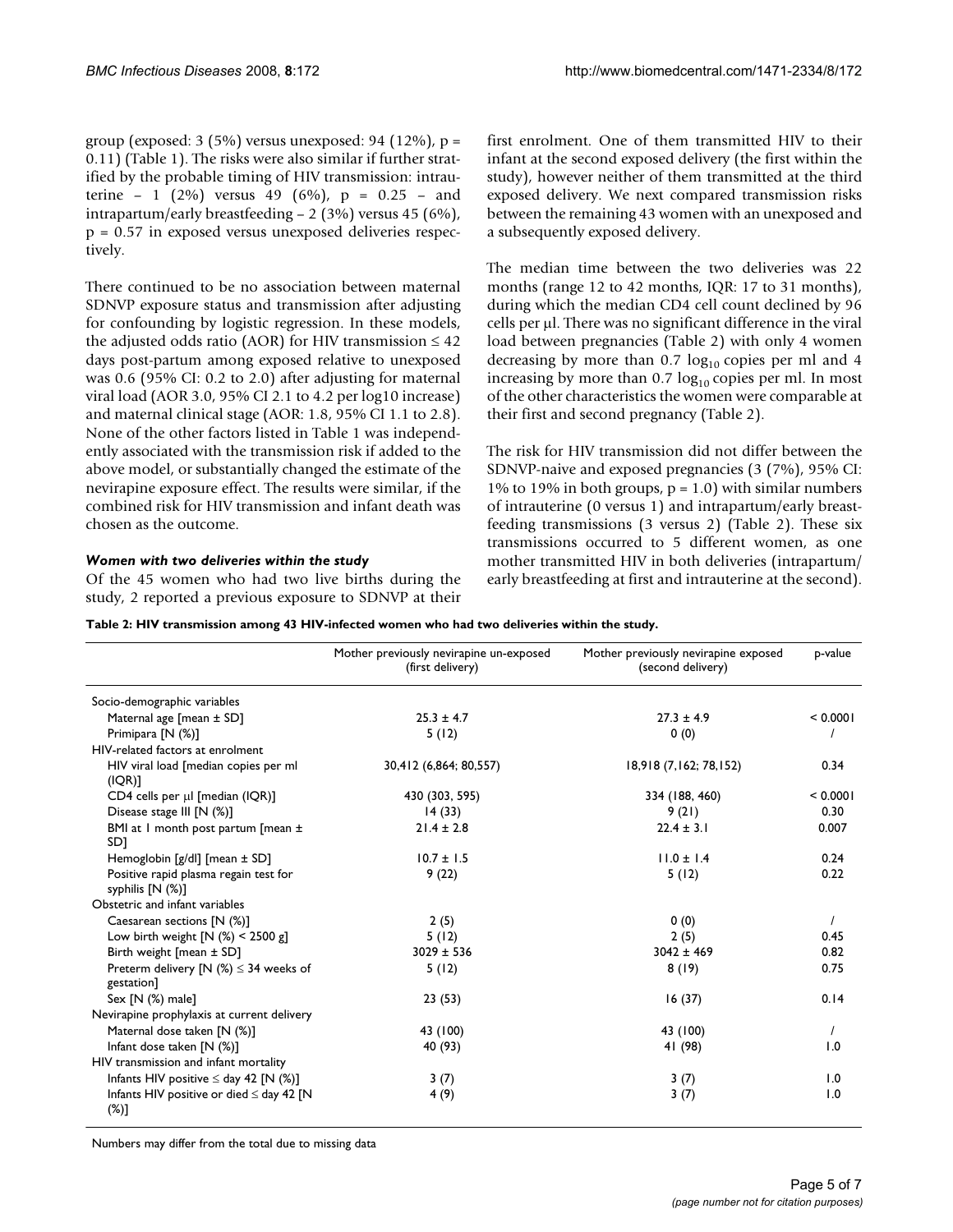group (exposed: 3 (5%) versus unexposed: 94 (12%), $p = 0.11$) (Table 1). The risks were also similar if further stratified by the probable timing of HIV transmission: intrauterine – 1 (2%) versus 49 (6%), $p = 0.25$ – and intrapartum/early breastfeeding – 2 (3%) versus 45 (6%), $p = 0.57$ in exposed versus unexposed deliveries respectively.

There continued to be no association between maternal SDNVP exposure status and transmission after adjusting for confounding by logistic regression. In these models, the adjusted odds ratio (AOR) for HIV transmission ≤ 42 days post-partum among exposed relative to unexposed was 0.6 (95% CI: 0.2 to 2.0) after adjusting for maternal viral load (AOR 3.0, 95% CI 2.1 to 4.2 per log10 increase) and maternal clinical stage (AOR: 1.8, 95% CI 1.1 to 2.8). None of the other factors listed in Table 1 was independently associated with the transmission risk if added to the above model, or substantially changed the estimate of the nevirapine exposure effect. The results were similar, if the combined risk for HIV transmission and infant death was chosen as the outcome.

### *Women with two deliveries within the study*

Of the 45 women who had two live births during the study, 2 reported a previous exposure to SDNVP at their first enrolment. One of them transmitted HIV to their infant at the second exposed delivery (the first within the study), however neither of them transmitted at the third exposed delivery. We next compared transmission risks between the remaining 43 women with an unexposed and a subsequently exposed delivery.

The median time between the two deliveries was 22 months (range 12 to 42 months, IQR: 17 to 31 months), during which the median CD4 cell count declined by 96 cells per μl. There was no significant difference in the viral load between pregnancies (Table 2) with only 4 women decreasing by more than 0.7 $\log_{10}$ copies per ml and 4 increasing by more than 0.7 $\log_{10}$ copies per ml. In most of the other characteristics the women were comparable at their first and second pregnancy (Table 2).

The risk for HIV transmission did not differ between the SDNVP-naive and exposed pregnancies (3 (7%), 95% CI: 1% to 19% in both groups, $p = 1.0$) with similar numbers of intrauterine (0 versus 1) and intrapartum/early breastfeeding transmissions (3 versus 2) (Table 2). These six transmissions occurred to 5 different women, as one mother transmitted HIV in both deliveries (intrapartum/early breastfeeding at first and intrauterine at the second).

**Table 2: HIV transmission among 43 HIV-infected women who had two deliveries within the study.**

| | Mother previously nevirapine un-exposed (first delivery) | Mother previously nevirapine exposed (second delivery) | p-value |
|---|---|---|---|
| Socio-demographic variables | | | |
| Maternal age [mean ± SD] | 25.3 ± 4.7 | 27.3 ± 4.9 | < 0.0001 |
| Primipara [N (%)] | 5 (12) | 0 (0) | / |
| HIV-related factors at enrolment | | | |
| HIV viral load [median copies per ml (IQR)] | 30,412 (6,864; 80,557) | 18,918 (7,162; 78,152) | 0.34 |
| CD4 cells per μl [median (IQR)] | 430 (303, 595) | 334 (188, 460) | < 0.0001 |
| Disease stage III [N (%)] | 14 (33) | 9 (21) | 0.30 |
| BMI at 1 month post partum [mean ± SD] | 21.4 ± 2.8 | 22.4 ± 3.1 | 0.007 |
| Hemoglobin [g/dl] [mean ± SD] | 10.7 ± 1.5 | 11.0 ± 1.4 | 0.24 |
| Positive rapid plasma regain test for syphilis [N (%)] | 9 (22) | 5 (12) | 0.22 |
| Obstetric and infant variables | | | |
| Caesarean sections [N (%)] | 2 (5) | 0 (0) | / |
| Low birth weight [N (%) < 2500 g] | 5 (12) | 2 (5) | 0.45 |
| Birth weight [mean ± SD] | 3029 ± 536 | 3042 ± 469 | 0.82 |
| Preterm delivery [N (%) ≤ 34 weeks of gestation] | 5 (12) | 8 (19) | 0.75 |
| Sex [N (%) male] | 23 (53) | 16 (37) | 0.14 |
| Nevirapine prophylaxis at current delivery | | | |
| Maternal dose taken [N (%)] | 43 (100) | 43 (100) | / |
| Infant dose taken [N (%)] | 40 (93) | 41 (98) | 1.0 |
| HIV transmission and infant mortality | | | |
| Infants HIV positive ≤ day 42 [N (%)] | 3 (7) | 3 (7) | 1.0 |
| Infants HIV positive or died ≤ day 42 [N (%)] | 4 (9) | 3 (7) | 1.0 |

Numbers may differ from the total due to missing data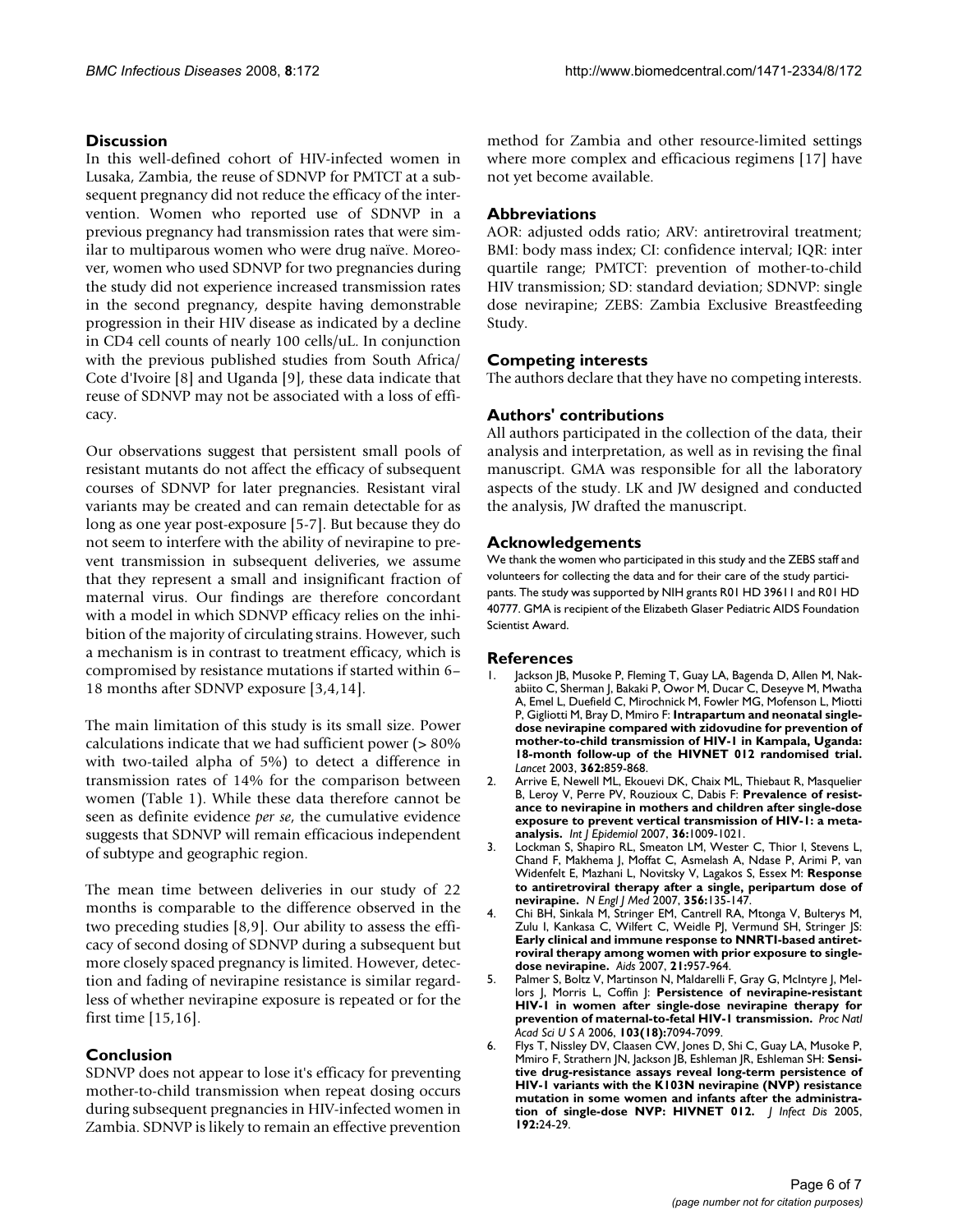## Discussion

In this well-defined cohort of HIV-infected women in Lusaka, Zambia, the reuse of SDNVP for PMTCT at a subsequent pregnancy did not reduce the efficacy of the intervention. Women who reported use of SDNVP in a previous pregnancy had transmission rates that were similar to multiparous women who were drug naïve. Moreover, women who used SDNVP for two pregnancies during the study did not experience increased transmission rates in the second pregnancy, despite having demonstrable progression in their HIV disease as indicated by a decline in CD4 cell counts of nearly 100 cells/uL. In conjunction with the previous published studies from South Africa/ Cote d'Ivoire [8] and Uganda [9], these data indicate that reuse of SDNVP may not be associated with a loss of efficacy.

Our observations suggest that persistent small pools of resistant mutants do not affect the efficacy of subsequent courses of SDNVP for later pregnancies. Resistant viral variants may be created and can remain detectable for as long as one year post-exposure [5-7]. But because they do not seem to interfere with the ability of nevirapine to prevent transmission in subsequent deliveries, we assume that they represent a small and insignificant fraction of maternal virus. Our findings are therefore concordant with a model in which SDNVP efficacy relies on the inhibition of the majority of circulating strains. However, such a mechanism is in contrast to treatment efficacy, which is compromised by resistance mutations if started within 6–18 months after SDNVP exposure [3,4,14].

The main limitation of this study is its small size. Power calculations indicate that we had sufficient power (> 80% with two-tailed alpha of 5%) to detect a difference in transmission rates of 14% for the comparison between women (Table 1). While these data therefore cannot be seen as definite evidence *per se*, the cumulative evidence suggests that SDNVP will remain efficacious independent of subtype and geographic region.

The mean time between deliveries in our study of 22 months is comparable to the difference observed in the two preceding studies [8,9]. Our ability to assess the efficacy of second dosing of SDNVP during a subsequent but more closely spaced pregnancy is limited. However, detection and fading of nevirapine resistance is similar regardless of whether nevirapine exposure is repeated or for the first time [15,16].

## Conclusion

SDNVP does not appear to lose it's efficacy for preventing mother-to-child transmission when repeat dosing occurs during subsequent pregnancies in HIV-infected women in Zambia. SDNVP is likely to remain an effective prevention method for Zambia and other resource-limited settings where more complex and efficacious regimens [17] have not yet become available.

## Abbreviations

AOR: adjusted odds ratio; ARV: antiretroviral treatment; BMI: body mass index; CI: confidence interval; IQR: inter quartile range; PMTCT: prevention of mother-to-child HIV transmission; SD: standard deviation; SDNVP: single dose nevirapine; ZEBS: Zambia Exclusive Breastfeeding Study.

## Competing interests

The authors declare that they have no competing interests.

## Authors' contributions

All authors participated in the collection of the data, their analysis and interpretation, as well as in revising the final manuscript. GMA was responsible for all the laboratory aspects of the study. LK and JW designed and conducted the analysis, JW drafted the manuscript.

## Acknowledgements

We thank the women who participated in this study and the ZEBS staff and volunteers for collecting the data and for their care of the study participants. The study was supported by NIH grants R01 HD 39611 and R01 HD 40777. GMA is recipient of the Elizabeth Glaser Pediatric AIDS Foundation Scientist Award.

## References

1. Jackson JB, Musoke P, Fleming T, Guay LA, Bagenda D, Allen M, Nakabiito C, Sherman J, Bakaki P, Owor M, Ducar C, Deseyve M, Mwatha A, Emel L, Duefield C, Mirochnick M, Fowler MG, Mofenson L, Miotti P, Gigliotti M, Bray D, Mmiro F: **Intrapartum and neonatal single-dose nevirapine compared with zidovudine for prevention of mother-to-child transmission of HIV-1 in Kampala, Uganda: 18-month follow-up of the HIVNET 012 randomised trial.** *Lancet* 2003, **362:**859-868.
2. Arrive E, Newell ML, Ekouevi DK, Chaix ML, Thiebaut R, Masquelier B, Leroy V, Perre PV, Rouzioux C, Dabis F: **Prevalence of resistance to nevirapine in mothers and children after single-dose exposure to prevent vertical transmission of HIV-1: a meta-analysis.** *Int J Epidemiol* 2007, **36:**1009-1021.
3. Lockman S, Shapiro RL, Smeaton LM, Wester C, Thior I, Stevens L, Chand F, Makhema J, Moffat C, Asmelash A, Ndase P, Arimi P, van Widenfelt E, Mazhani L, Novitsky V, Lagakos S, Essex M: **Response to antiretroviral therapy after a single, peripartum dose of nevirapine.** *N Engl J Med* 2007, **356:**135-147.
4. Chi BH, Sinkala M, Stringer EM, Cantrell RA, Mtonga V, Bulterys M, Zulu I, Kankasa C, Wilfert C, Weidle PJ, Vermund SH, Stringer JS: **Early clinical and immune response to NNRTI-based antiretroviral therapy among women with prior exposure to single-dose nevirapine.** *Aids* 2007, **21:**957-964.
5. Palmer S, Boltz V, Martinson N, Maldarelli F, Gray G, McIntyre J, Mellors J, Morris L, Coffin J: **Persistence of nevirapine-resistant HIV-1 in women after single-dose nevirapine therapy for prevention of maternal-to-fetal HIV-1 transmission.** *Proc Natl Acad Sci U S A* 2006, **103(18):**7094-7099.
6. Flys T, Nissley DV, Claasen CW, Jones D, Shi C, Guay LA, Musoke P, Mmiro F, Strathern JN, Jackson JB, Eshleman JR, Eshleman SH: **Sensitive drug-resistance assays reveal long-term persistence of HIV-1 variants with the K103N nevirapine (NVP) resistance mutation in some women and infants after the administration of single-dose NVP: HIVNET 012.** *J Infect Dis* 2005, **192:**24-29.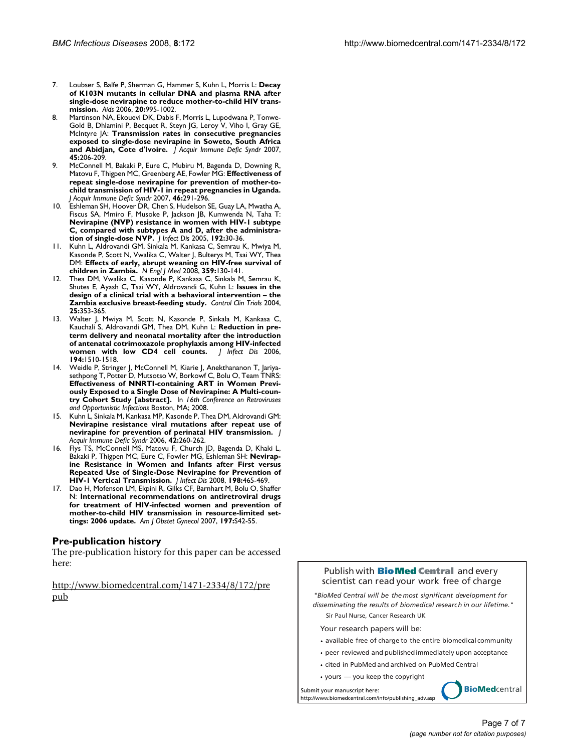7. Loubser S, Balfe P, Sherman G, Hammer S, Kuhn L, Morris L: **Decay of K103N mutants in cellular DNA and plasma RNA after single-dose nevirapine to reduce mother-to-child HIV transmission.** *Aids* 2006, **20:**995-1002.
8. Martinson NA, Ekouevi DK, Dabis F, Morris L, Lupodwana P, Tonwe-Gold B, Dhlamini P, Becquet R, Steyn JG, Leroy V, Viho I, Gray GE, McIntyre JA: **Transmission rates in consecutive pregnancies exposed to single-dose nevirapine in Soweto, South Africa and Abidjan, Cote d'Ivoire.** *J Acquir Immune Defic Syndr* 2007, **45:**206-209.
9. McConnell M, Bakaki P, Eure C, Mubiru M, Bagenda D, Downing R, Matovu F, Thigpen MC, Greenberg AE, Fowler MG: **Effectiveness of repeat single-dose nevirapine for prevention of mother-to-child transmission of HIV-1 in repeat pregnancies in Uganda.** *J Acquir Immune Defic Syndr* 2007, **46:**291-296.
10. Eshleman SH, Hoover DR, Chen S, Hudelson SE, Guay LA, Mwatha A, Fiscus SA, Mmiro F, Musoke P, Jackson JB, Kumwenda N, Taha T: **Nevirapine (NVP) resistance in women with HIV-1 subtype C, compared with subtypes A and D, after the administration of single-dose NVP.** *J Infect Dis* 2005, **192:**30-36.
11. Kuhn L, Aldrovandi GM, Sinkala M, Kankasa C, Semrau K, Mwiya M, Kasonde P, Scott N, Vwalika C, Walter J, Bulterys M, Tsai WY, Thea DM: **Effects of early, abrupt weaning on HIV-free survival of children in Zambia.** *N Engl J Med* 2008, **359:**130-141.
12. Thea DM, Vwalika C, Kasonde P, Kankasa C, Sinkala M, Semrau K, Shutes E, Ayash C, Tsai WY, Aldrovandi G, Kuhn L: **Issues in the design of a clinical trial with a behavioral intervention – the Zambia exclusive breast-feeding study.** *Control Clin Trials* 2004, **25:**353-365.
13. Walter J, Mwiya M, Scott N, Kasonde P, Sinkala M, Kankasa C, Kauchali S, Aldrovandi GM, Thea DM, Kuhn L: **Reduction in preterm delivery and neonatal mortality after the introduction of antenatal cotrimoxazole prophylaxis among HIV-infected women with low CD4 cell counts.** *J Infect Dis* 2006, **194:**1510-1518.
14. Weidle P, Stringer J, McConnell M, Kiarie J, Anekthananon T, Jariyasethpong T, Potter D, Mutsotso W, Borkowf C, Bolu O, Team TNRS: **Effectiveness of NNRTI-containing ART in Women Previously Exposed to a Single Dose of Nevirapine: A Multi-country Cohort Study [abstract].** In *16th Conference on Retroviruses and Opportunistic Infections* Boston, MA; 2008.
15. Kuhn L, Sinkala M, Kankasa MP, Kasonde P, Thea DM, Aldrovandi GM: **Nevirapine resistance viral mutations after repeat use of nevirapine for prevention of perinatal HIV transmission.** *J Acquir Immune Defic Syndr* 2006, **42:**260-262.
16. Flys TS, McConnell MS, Matovu F, Church JD, Bagenda D, Khaki L, Bakaki P, Thigpen MC, Eure C, Fowler MG, Eshleman SH: **Nevirapine Resistance in Women and Infants after First versus Repeated Use of Single-Dose Nevirapine for Prevention of HIV-1 Vertical Transmission.** *J Infect Dis* 2008, **198:**465-469.
17. Dao H, Mofenson LM, Ekpini R, Gilks CF, Barnhart M, Bolu O, Shaffer N: **International recommendations on antiretroviral drugs for treatment of HIV-infected women and prevention of mother-to-child HIV transmission in resource-limited settings: 2006 update.** *Am J Obstet Gynecol* 2007, **197:**S42-55.

## Pre-publication history

The pre-publication history for this paper can be accessed here:

http://www.biomedcentral.com/1471-2334/8/172/prepub

Publish with **BioMed Central** and every scientist can read your work free of charge

*"BioMed Central will be the most significant development for disseminating the results of biomedical research in our lifetime."*
Sir Paul Nurse, Cancer Research UK

Your research papers will be:

- available free of charge to the entire biomedical community
- peer reviewed and published immediately upon acceptance
- cited in PubMed and archived on PubMed Central
- yours — you keep the copyright

Submit your manuscript here:
http://www.biomedcentral.com/info/publishing_adv.asp

BioMedcentral